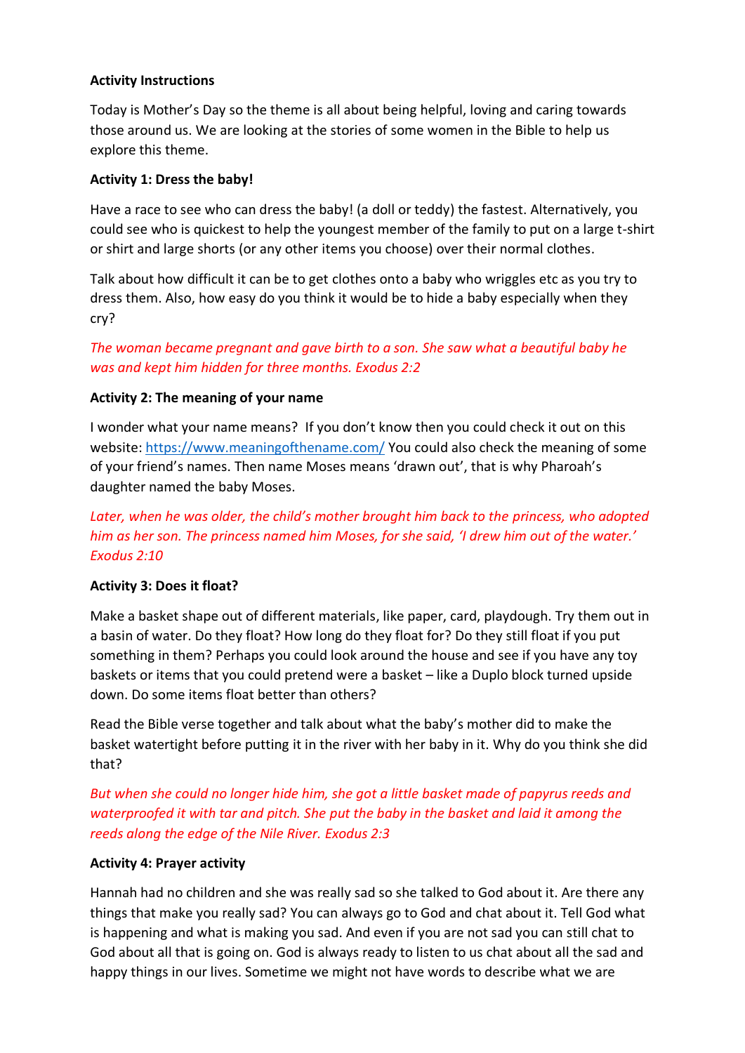**Activity Instructions**

Today is Mother's Day so the theme is all about being helpful, loving and caring towards those around us. We are looking at the stories of some women in the Bible to help us explore this theme.

**Activity 1: Dress the baby!**

Have a race to see who can dress the baby! (a doll or teddy) the fastest. Alternatively, you could see who is quickest to help the youngest member of the family to put on a large t-shirt or shirt and large shorts (or any other items you choose) over their normal clothes.

Talk about how difficult it can be to get clothes onto a baby who wriggles etc as you try to dress them. Also, how easy do you think it would be to hide a baby especially when they cry?

*The woman became pregnant and gave birth to a son. She saw what a beautiful baby he was and kept him hidden for three months. Exodus 2:2*

**Activity 2: The meaning of your name**

I wonder what your name means? If you don't know then you could check it out on this website: [https://www.meaningofthename.com/](https://www.meaningofthename.com/) You could also check the meaning of some of your friend's names. Then name Moses means 'drawn out', that is why Pharoah's daughter named the baby Moses.

*Later, when he was older, the child's mother brought him back to the princess, who adopted him as her son. The princess named him Moses, for she said, 'I drew him out of the water.' Exodus 2:10*

**Activity 3: Does it float?**

Make a basket shape out of different materials, like paper, card, playdough. Try them out in a basin of water. Do they float? How long do they float for? Do they still float if you put something in them? Perhaps you could look around the house and see if you have any toy baskets or items that you could pretend were a basket – like a Duplo block turned upside down. Do some items float better than others?

Read the Bible verse together and talk about what the baby's mother did to make the basket watertight before putting it in the river with her baby in it. Why do you think she did that?

*But when she could no longer hide him, she got a little basket made of papyrus reeds and waterproofed it with tar and pitch. She put the baby in the basket and laid it among the reeds along the edge of the Nile River. Exodus 2:3*

**Activity 4: Prayer activity**

Hannah had no children and she was really sad so she talked to God about it. Are there any things that make you really sad? You can always go to God and chat about it. Tell God what is happening and what is making you sad. And even if you are not sad you can still chat to God about all that is going on. God is always ready to listen to us chat about all the sad and happy things in our lives. Sometime we might not have words to describe what we are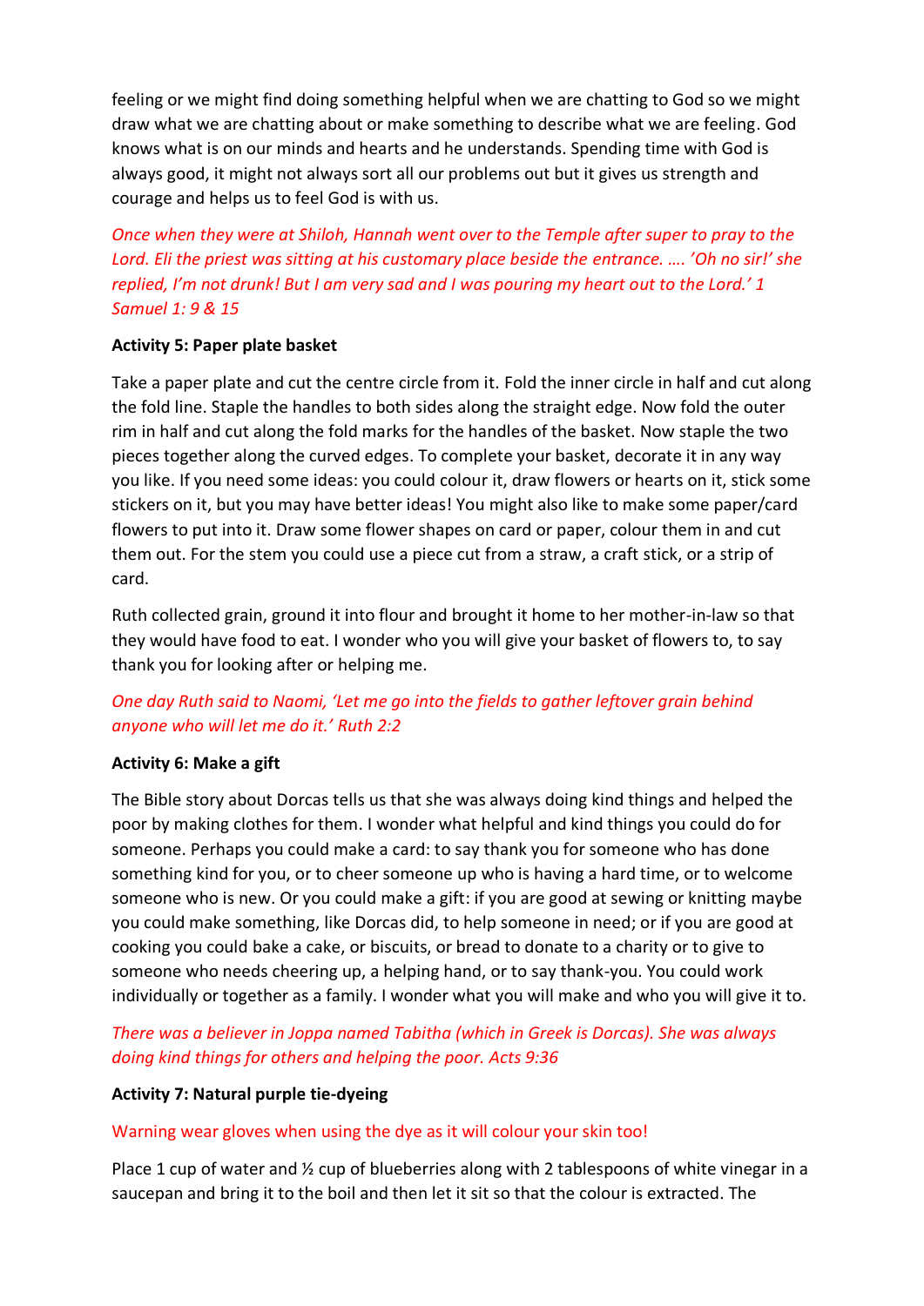feeling or we might find doing something helpful when we are chatting to God so we might draw what we are chatting about or make something to describe what we are feeling. God knows what is on our minds and hearts and he understands. Spending time with God is always good, it might not always sort all our problems out but it gives us strength and courage and helps us to feel God is with us.

*Once when they were at Shiloh, Hannah went over to the Temple after super to pray to the Lord. Eli the priest was sitting at his customary place beside the entrance. …. 'Oh no sir!' she replied, I'm not drunk! But I am very sad and I was pouring my heart out to the Lord.' 1 Samuel 1: 9 & 15*

**Activity 5: Paper plate basket**

Take a paper plate and cut the centre circle from it. Fold the inner circle in half and cut along the fold line. Staple the handles to both sides along the straight edge. Now fold the outer rim in half and cut along the fold marks for the handles of the basket. Now staple the two pieces together along the curved edges. To complete your basket, decorate it in any way you like. If you need some ideas: you could colour it, draw flowers or hearts on it, stick some stickers on it, but you may have better ideas! You might also like to make some paper/card flowers to put into it. Draw some flower shapes on card or paper, colour them in and cut them out. For the stem you could use a piece cut from a straw, a craft stick, or a strip of card.

Ruth collected grain, ground it into flour and brought it home to her mother-in-law so that they would have food to eat. I wonder who you will give your basket of flowers to, to say thank you for looking after or helping me.

*One day Ruth said to Naomi, 'Let me go into the fields to gather leftover grain behind anyone who will let me do it.' Ruth 2:2*

**Activity 6: Make a gift**

The Bible story about Dorcas tells us that she was always doing kind things and helped the poor by making clothes for them. I wonder what helpful and kind things you could do for someone. Perhaps you could make a card: to say thank you for someone who has done something kind for you, or to cheer someone up who is having a hard time, or to welcome someone who is new. Or you could make a gift: if you are good at sewing or knitting maybe you could make something, like Dorcas did, to help someone in need; or if you are good at cooking you could bake a cake, or biscuits, or bread to donate to a charity or to give to someone who needs cheering up, a helping hand, or to say thank-you. You could work individually or together as a family. I wonder what you will make and who you will give it to.

*There was a believer in Joppa named Tabitha (which in Greek is Dorcas). She was always doing kind things for others and helping the poor. Acts 9:36*

**Activity 7: Natural purple tie-dyeing**

Warning wear gloves when using the dye as it will colour your skin too!

Place 1 cup of water and ½ cup of blueberries along with 2 tablespoons of white vinegar in a saucepan and bring it to the boil and then let it sit so that the colour is extracted. The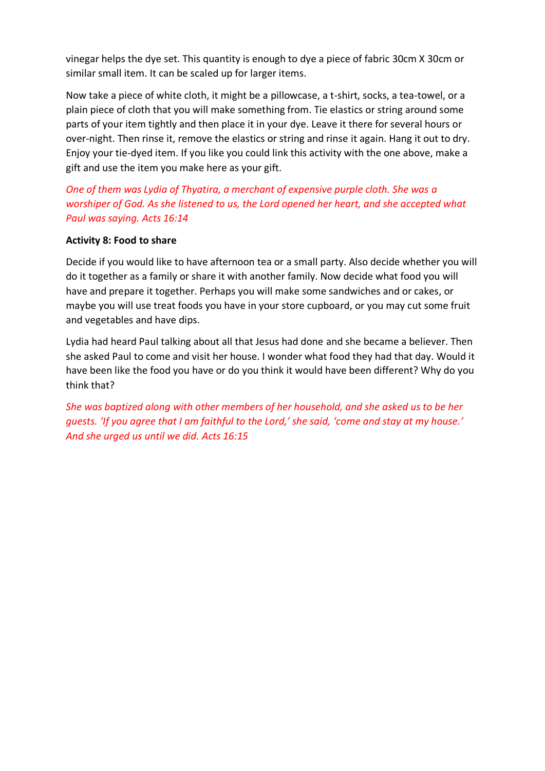vinegar helps the dye set. This quantity is enough to dye a piece of fabric 30cm X 30cm or similar small item. It can be scaled up for larger items.

Now take a piece of white cloth, it might be a pillowcase, a t-shirt, socks, a tea-towel, or a plain piece of cloth that you will make something from. Tie elastics or string around some parts of your item tightly and then place it in your dye. Leave it there for several hours or over-night. Then rinse it, remove the elastics or string and rinse it again. Hang it out to dry. Enjoy your tie-dyed item. If you like you could link this activity with the one above, make a gift and use the item you make here as your gift.

*One of them was Lydia of Thyatira, a merchant of expensive purple cloth. She was a worshiper of God. As she listened to us, the Lord opened her heart, and she accepted what Paul was saying. Acts 16:14*

**Activity 8: Food to share**

Decide if you would like to have afternoon tea or a small party. Also decide whether you will do it together as a family or share it with another family. Now decide what food you will have and prepare it together. Perhaps you will make some sandwiches and or cakes, or maybe you will use treat foods you have in your store cupboard, or you may cut some fruit and vegetables and have dips.

Lydia had heard Paul talking about all that Jesus had done and she became a believer. Then she asked Paul to come and visit her house. I wonder what food they had that day. Would it have been like the food you have or do you think it would have been different? Why do you think that?

*She was baptized along with other members of her household, and she asked us to be her guests. 'If you agree that I am faithful to the Lord,' she said, 'come and stay at my house.' And she urged us until we did. Acts 16:15*